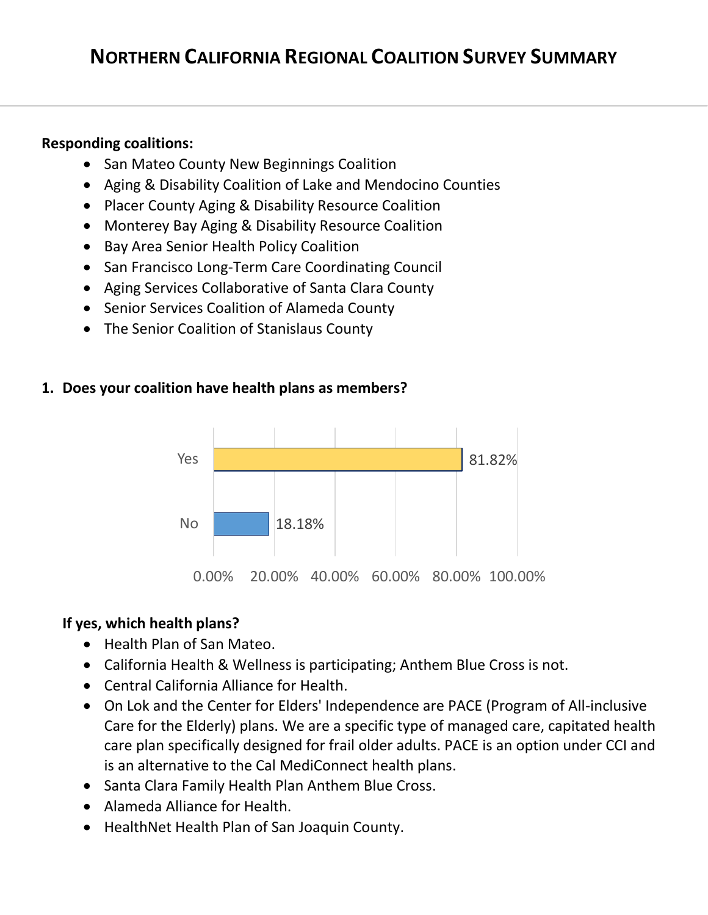# NORTHERN CALIFORNIA REGIONAL COALITION SURVEY SUMMARY

**Responding coalitions:**

- San Mateo County New Beginnings Coalition
- Aging & Disability Coalition of Lake and Mendocino Counties
- Placer County Aging & Disability Resource Coalition
- Monterey Bay Aging & Disability Resource Coalition
- Bay Area Senior Health Policy Coalition
- San Francisco Long-Term Care Coordinating Council
- Aging Services Collaborative of Santa Clara County
- Senior Services Coalition of Alameda County
- The Senior Coalition of Stanislaus County

**1. Does your coalition have health plans as members?**

| Response | Percentage |
| --- | --- |
| Yes | 81.82% |
| No | 18.18% |

**If yes, which health plans?**

- Health Plan of San Mateo.
- California Health & Wellness is participating; Anthem Blue Cross is not.
- Central California Alliance for Health.
- On Lok and the Center for Elders' Independence are PACE (Program of All-inclusive Care for the Elderly) plans. We are a specific type of managed care, capitated health care plan specifically designed for frail older adults. PACE is an option under CCI and is an alternative to the Cal MediConnect health plans.
- Santa Clara Family Health Plan Anthem Blue Cross.
- Alameda Alliance for Health.
- HealthNet Health Plan of San Joaquin County.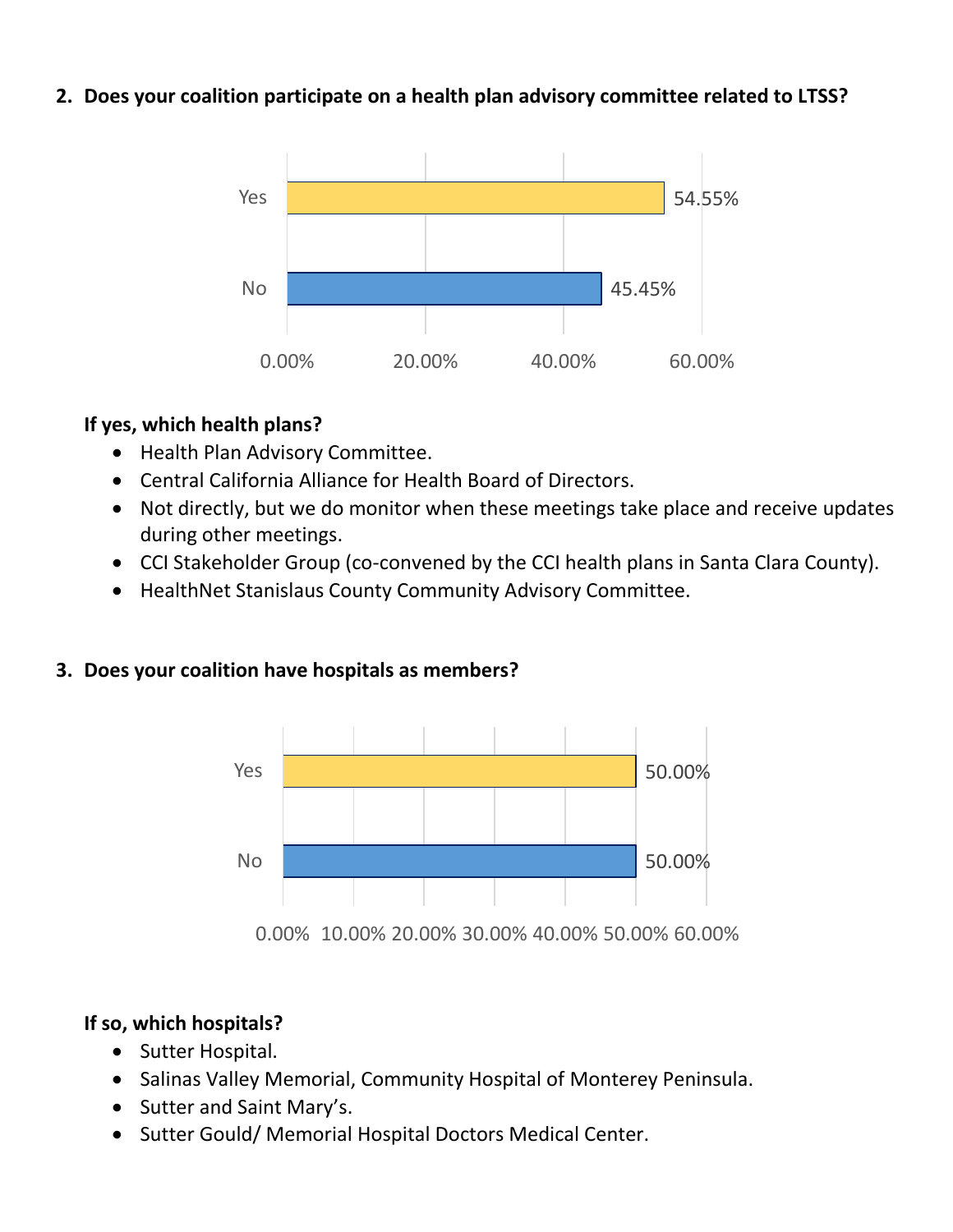**2. Does your coalition participate on a health plan advisory committee related to LTSS?**

| Response | Percentage |
| --- | --- |
| Yes | 54.55% |
| No | 45.45% |

**If yes, which health plans?**

- Health Plan Advisory Committee.
- Central California Alliance for Health Board of Directors.
- Not directly, but we do monitor when these meetings take place and receive updates during other meetings.
- CCI Stakeholder Group (co-convened by the CCI health plans in Santa Clara County).
- HealthNet Stanislaus County Community Advisory Committee.

**3. Does your coalition have hospitals as members?**

| Response | Percentage |
| --- | --- |
| Yes | 50.00% |
| No | 50.00% |

**If so, which hospitals?**

- Sutter Hospital.
- Salinas Valley Memorial, Community Hospital of Monterey Peninsula.
- Sutter and Saint Mary's.
- Sutter Gould/ Memorial Hospital Doctors Medical Center.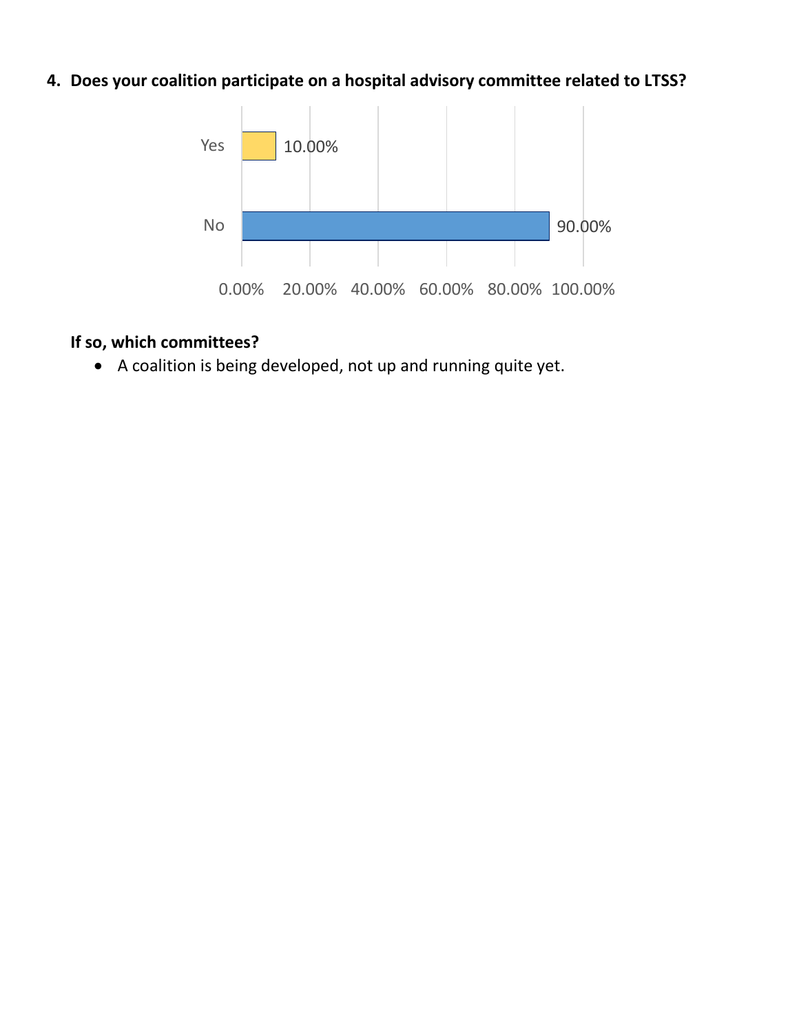**4. Does your coalition participate on a hospital advisory committee related to LTSS?**

Yes 10.00%

No 90.00%

0.00% 20.00% 40.00% 60.00% 80.00% 100.00%

**If so, which committees?**

- A coalition is being developed, not up and running quite yet.